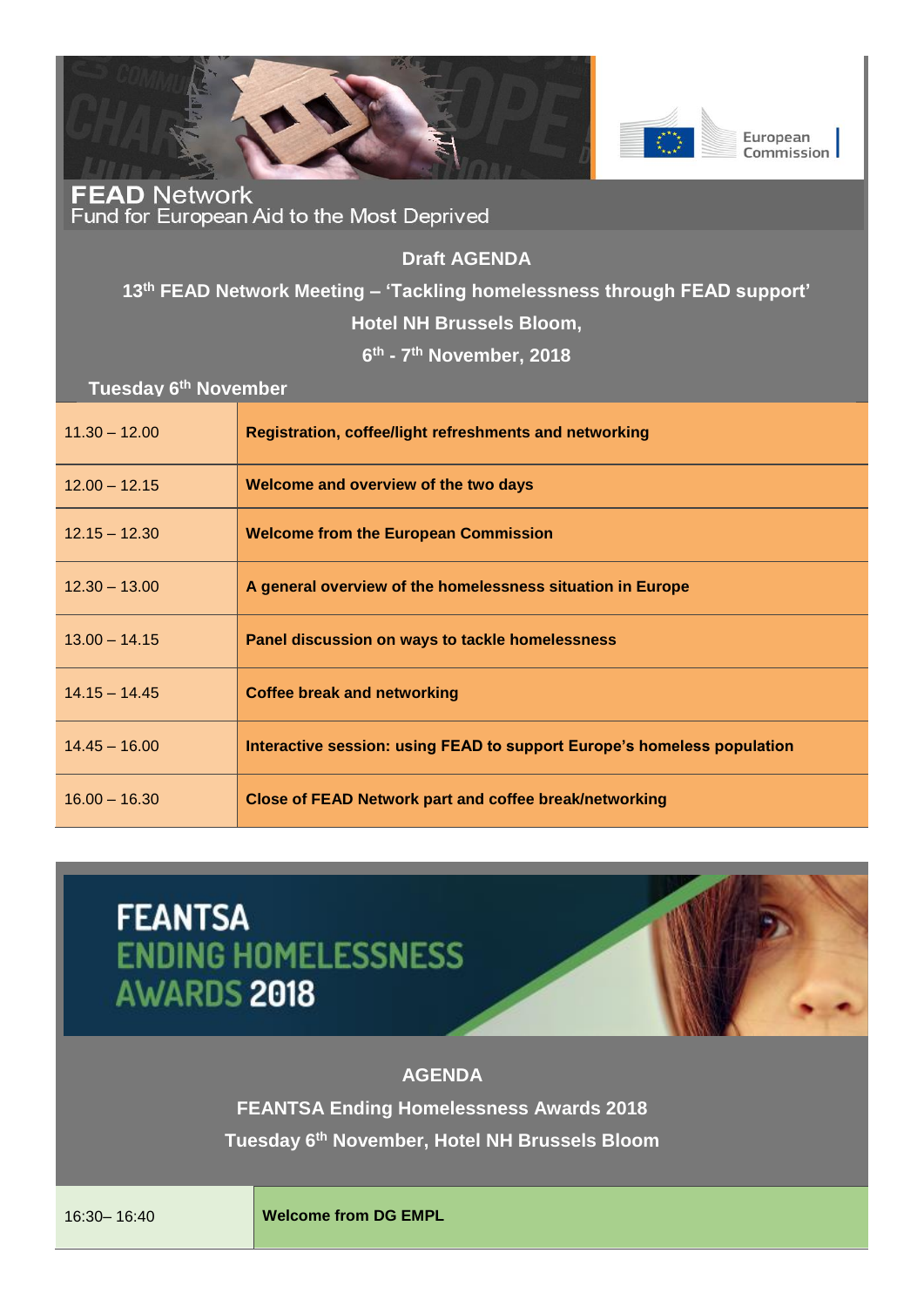**FEAD Network**
Fund for European Aid to the Most Deprived

**Draft AGENDA**

**13th FEAD Network Meeting – 'Tackling homelessness through FEAD support'**

**Hotel NH Brussels Bloom,**

**6th - 7th November, 2018**

**Tuesday 6th November**

| | |
|---|---|
| 11.30 – 12.00 | **Registration, coffee/light refreshments and networking** |
| 12.00 – 12.15 | **Welcome and overview of the two days** |
| 12.15 – 12.30 | **Welcome from the European Commission** |
| 12.30 – 13.00 | **A general overview of the homelessness situation in Europe** |
| 13.00 – 14.15 | **Panel discussion on ways to tackle homelessness** |
| 14.15 – 14.45 | **Coffee break and networking** |
| 14.45 – 16.00 | **Interactive session: using FEAD to support Europe's homeless population** |
| 16.00 – 16.30 | **Close of FEAD Network part and coffee break/networking** |

FEANTSA
ENDING HOMELESSNESS
AWARDS 2018

**AGENDA**

**FEANTSA Ending Homelessness Awards 2018**

**Tuesday 6th November, Hotel NH Brussels Bloom**

| | |
|---|---|
| 16:30– 16:40 | **Welcome from DG EMPL** |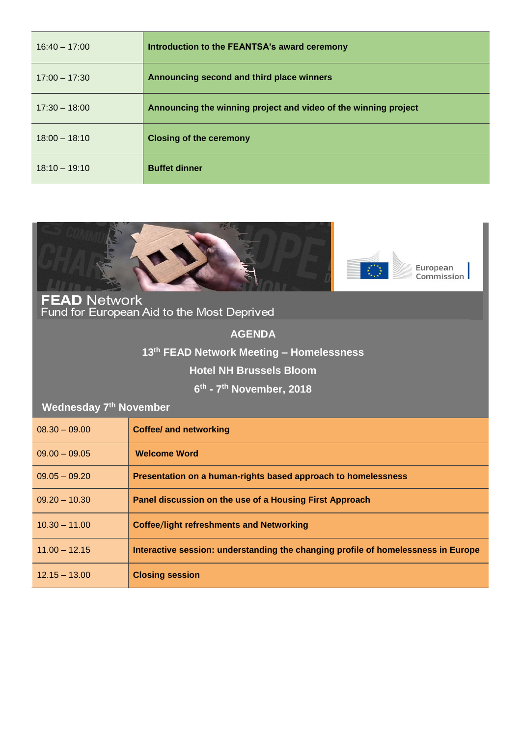| | |
|---|---|
| 16:40 – 17:00 | **Introduction to the FEANTSA's award ceremony** |
| 17:00 – 17:30 | **Announcing second and third place winners** |
| 17:30 – 18:00 | **Announcing the winning project and video of the winning project** |
| 18:00 – 18:10 | **Closing of the ceremony** |
| 18:10 – 19:10 | **Buffet dinner** |

European Commission

**FEAD** Network
Fund for European Aid to the Most Deprived

## AGENDA

### 13th FEAD Network Meeting – Homelessness

### Hotel NH Brussels Bloom

### 6th - 7th November, 2018

### Wednesday 7th November

| | |
|---|---|
| 08.30 – 09.00 | **Coffee/ and networking** |
| 09.00 – 09.05 | **Welcome Word** |
| 09.05 – 09.20 | **Presentation on a human-rights based approach to homelessness** |
| 09.20 – 10.30 | **Panel discussion on the use of a Housing First Approach** |
| 10.30 – 11.00 | **Coffee/light refreshments and Networking** |
| 11.00 – 12.15 | **Interactive session: understanding the changing profile of homelessness in Europe** |
| 12.15 – 13.00 | **Closing session** |